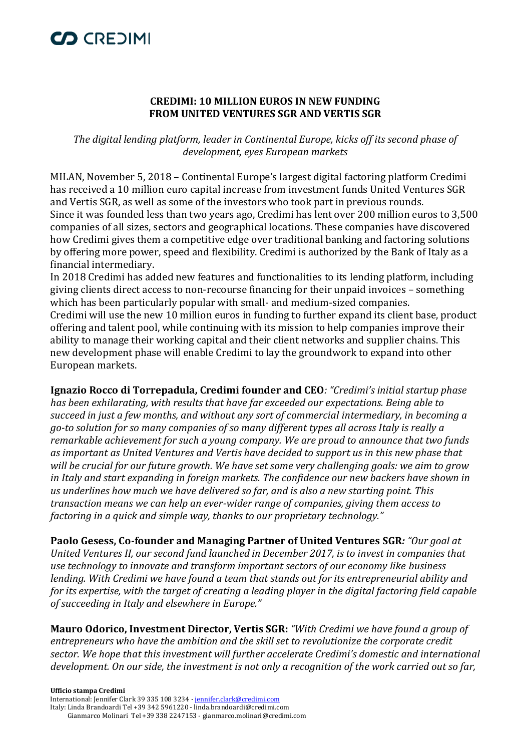# CREDIMI: 10 MILLION EUROS IN NEW FUNDING FROM UNITED VENTURES SGR AND VERTIS SGR

*The digital lending platform, leader in Continental Europe, kicks off its second phase of development, eyes European markets*

MILAN, November 5, 2018 – Continental Europe's largest digital factoring platform Credimi has received a 10 million euro capital increase from investment funds United Ventures SGR and Vertis SGR, as well as some of the investors who took part in previous rounds.

Since it was founded less than two years ago, Credimi has lent over 200 million euros to 3,500 companies of all sizes, sectors and geographical locations. These companies have discovered how Credimi gives them a competitive edge over traditional banking and factoring solutions by offering more power, speed and flexibility. Credimi is authorized by the Bank of Italy as a financial intermediary.

In 2018 Credimi has added new features and functionalities to its lending platform, including giving clients direct access to non-recourse financing for their unpaid invoices – something which has been particularly popular with small- and medium-sized companies.

Credimi will use the new 10 million euros in funding to further expand its client base, product offering and talent pool, while continuing with its mission to help companies improve their ability to manage their working capital and their client networks and supplier chains. This new development phase will enable Credimi to lay the groundwork to expand into other European markets.

**Ignazio Rocco di Torrepadula, Credimi founder and CEO***: "Credimi's initial startup phase has been exhilarating, with results that have far exceeded our expectations. Being able to succeed in just a few months, and without any sort of commercial intermediary, in becoming a go-to solution for so many companies of so many different types all across Italy is really a remarkable achievement for such a young company. We are proud to announce that two funds as important as United Ventures and Vertis have decided to support us in this new phase that will be crucial for our future growth. We have set some very challenging goals: we aim to grow in Italy and start expanding in foreign markets. The confidence our new backers have shown in us underlines how much we have delivered so far, and is also a new starting point. This transaction means we can help an ever-wider range of companies, giving them access to factoring in a quick and simple way, thanks to our proprietary technology."*

**Paolo Gesess, Co-founder and Managing Partner of United Ventures SGR***: "Our goal at United Ventures II, our second fund launched in December 2017, is to invest in companies that use technology to innovate and transform important sectors of our economy like business lending. With Credimi we have found a team that stands out for its entrepreneurial ability and for its expertise, with the target of creating a leading player in the digital factoring field capable of succeeding in Italy and elsewhere in Europe."*

**Mauro Odorico, Investment Director, Vertis SGR:** *"With Credimi we have found a group of entrepreneurs who have the ambition and the skill set to revolutionize the corporate credit sector. We hope that this investment will further accelerate Credimi's domestic and international development. On our side, the investment is not only a recognition of the work carried out so far,*

**Ufficio stampa Credimi**
International: Jennifer Clark 39 335 108 3234 - jennifer.clark@credimi.com
Italy: Linda Brandoardi Tel +39 342 5961220 - linda.brandoardi@credimi.com
Gianmarco Molinari Tel +39 338 2247153 - gianmarco.molinari@credimi.com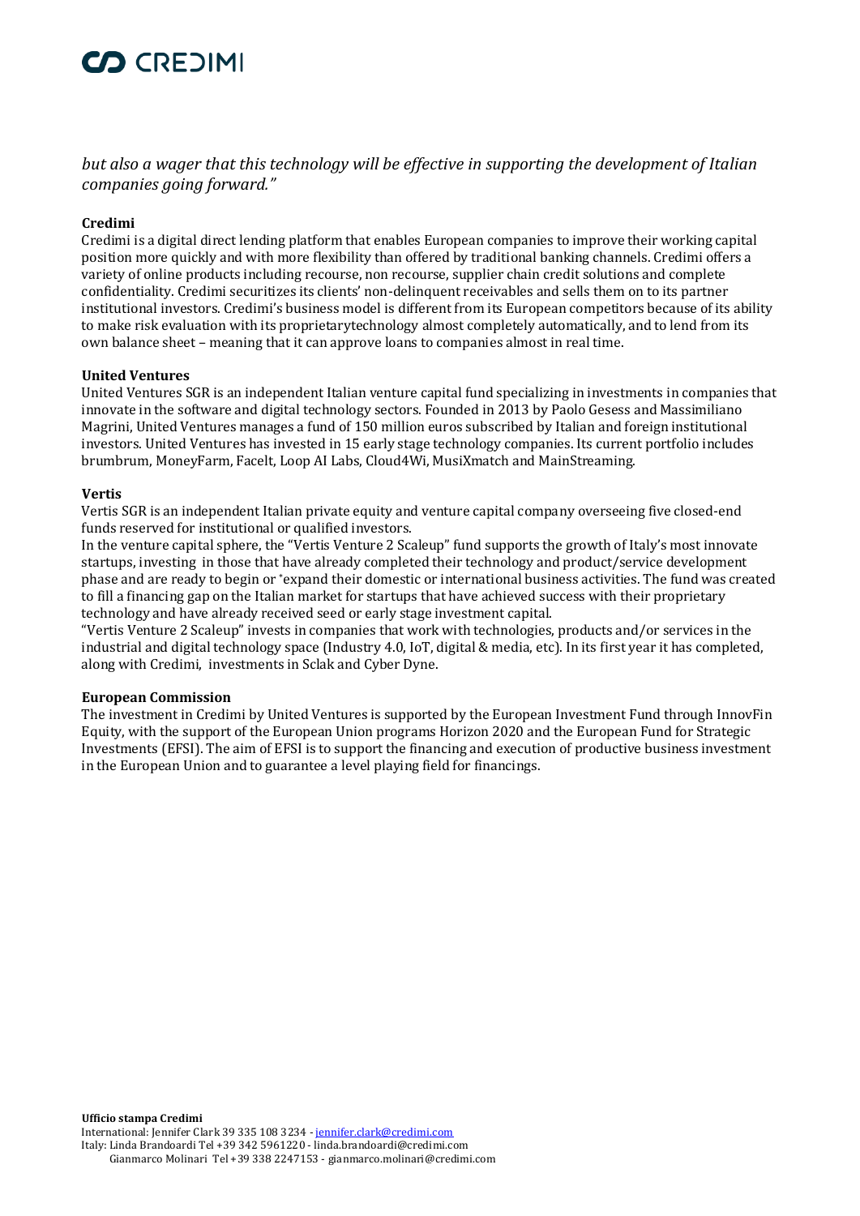*but also a wager that this technology will be effective in supporting the development of Italian companies going forward."*

**Credimi**

Credimi is a digital direct lending platform that enables European companies to improve their working capital position more quickly and with more flexibility than offered by traditional banking channels. Credimi offers a variety of online products including recourse, non recourse, supplier chain credit solutions and complete confidentiality. Credimi securitizes its clients' non-delinquent receivables and sells them on to its partner institutional investors. Credimi's business model is different from its European competitors because of its ability to make risk evaluation with its proprietarytechnology almost completely automatically, and to lend from its own balance sheet – meaning that it can approve loans to companies almost in real time.

**United Ventures**

United Ventures SGR is an independent Italian venture capital fund specializing in investments in companies that innovate in the software and digital technology sectors. Founded in 2013 by Paolo Gesess and Massimiliano Magrini, United Ventures manages a fund of 150 million euros subscribed by Italian and foreign institutional investors. United Ventures has invested in 15 early stage technology companies. Its current portfolio includes brumbrum, MoneyFarm, Facelt, Loop AI Labs, Cloud4Wi, MusiXmatch and MainStreaming.

**Vertis**

Vertis SGR is an independent Italian private equity and venture capital company overseeing five closed-end funds reserved for institutional or qualified investors.

In the venture capital sphere, the "Vertis Venture 2 Scaleup" fund supports the growth of Italy's most innovate startups, investing in those that have already completed their technology and product/service development phase and are ready to begin or *expand their domestic or international business activities. The fund was created to fill a financing gap on the Italian market for startups that have achieved success with their proprietary technology and have already received seed or early stage investment capital.

"Vertis Venture 2 Scaleup" invests in companies that work with technologies, products and/or services in the industrial and digital technology space (Industry 4.0, IoT, digital & media, etc). In its first year it has completed, along with Credimi, investments in Sclak and Cyber Dyne.

**European Commission**

The investment in Credimi by United Ventures is supported by the European Investment Fund through InnovFin Equity, with the support of the European Union programs Horizon 2020 and the European Fund for Strategic Investments (EFSI). The aim of EFSI is to support the financing and execution of productive business investment in the European Union and to guarantee a level playing field for financings.

**Ufficio stampa Credimi**

International: Jennifer Clark 39 335 108 3234 - jennifer.clark@credimi.com

Italy: Linda Brandoardi Tel +39 342 5961220 - linda.brandoardi@credimi.com

Gianmarco Molinari Tel +39 338 2247153 - gianmarco.molinari@credimi.com